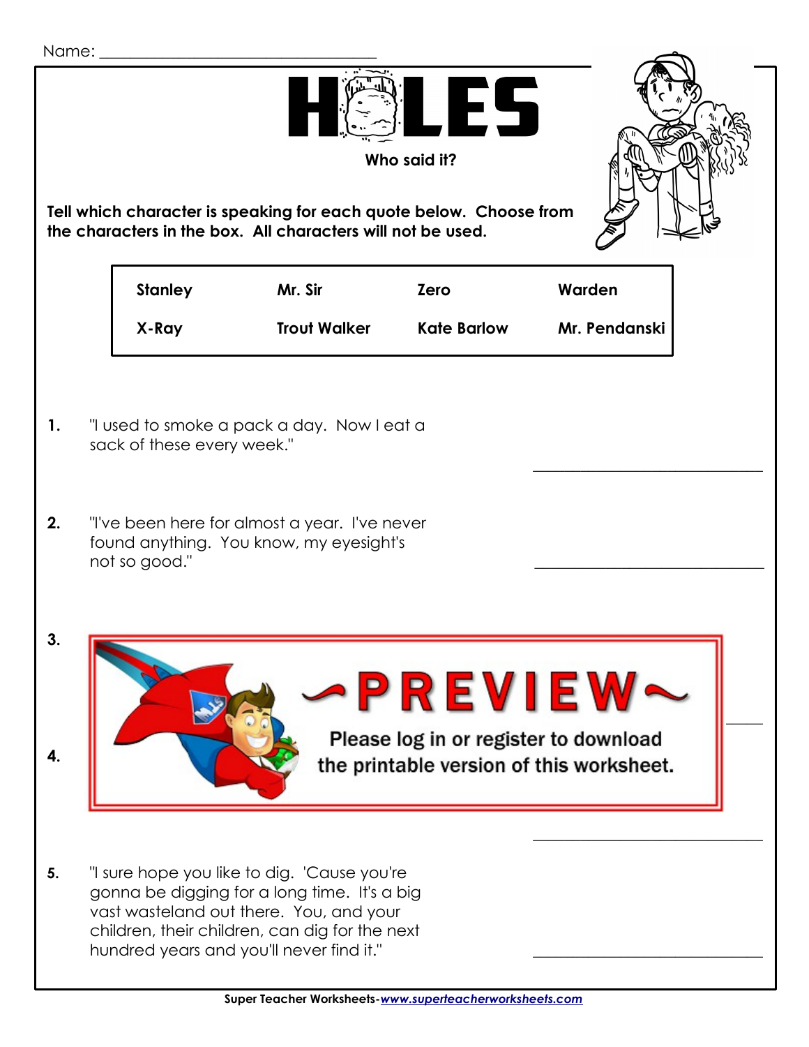Name: ___________________________________

# HOLES

**Who said it?**

**Tell which character is speaking for each quote below. Choose from the characters in the box. All characters will not be used.**

| Stanley | Mr. Sir | Zero | Warden |
|---|---|---|---|
| X-Ray | Trout Walker | Kate Barlow | Mr. Pendanski |

**1.** "I used to smoke a pack a day. Now I eat a sack of these every week." ______________________________

**2.** "I've been here for almost a year. I've never found anything. You know, my eyesight's not so good." ______________________________

**3.** ______________________________

**4.** ______________________________

~PREVIEW~

Please log in or register to download the printable version of this worksheet.

**5.** "I sure hope you like to dig. 'Cause you're gonna be digging for a long time. It's a big vast wasteland out there. You, and your children, their children, can dig for the next hundred years and you'll never find it." ______________________________

Super Teacher Worksheets-*www.superteacherworksheets.com*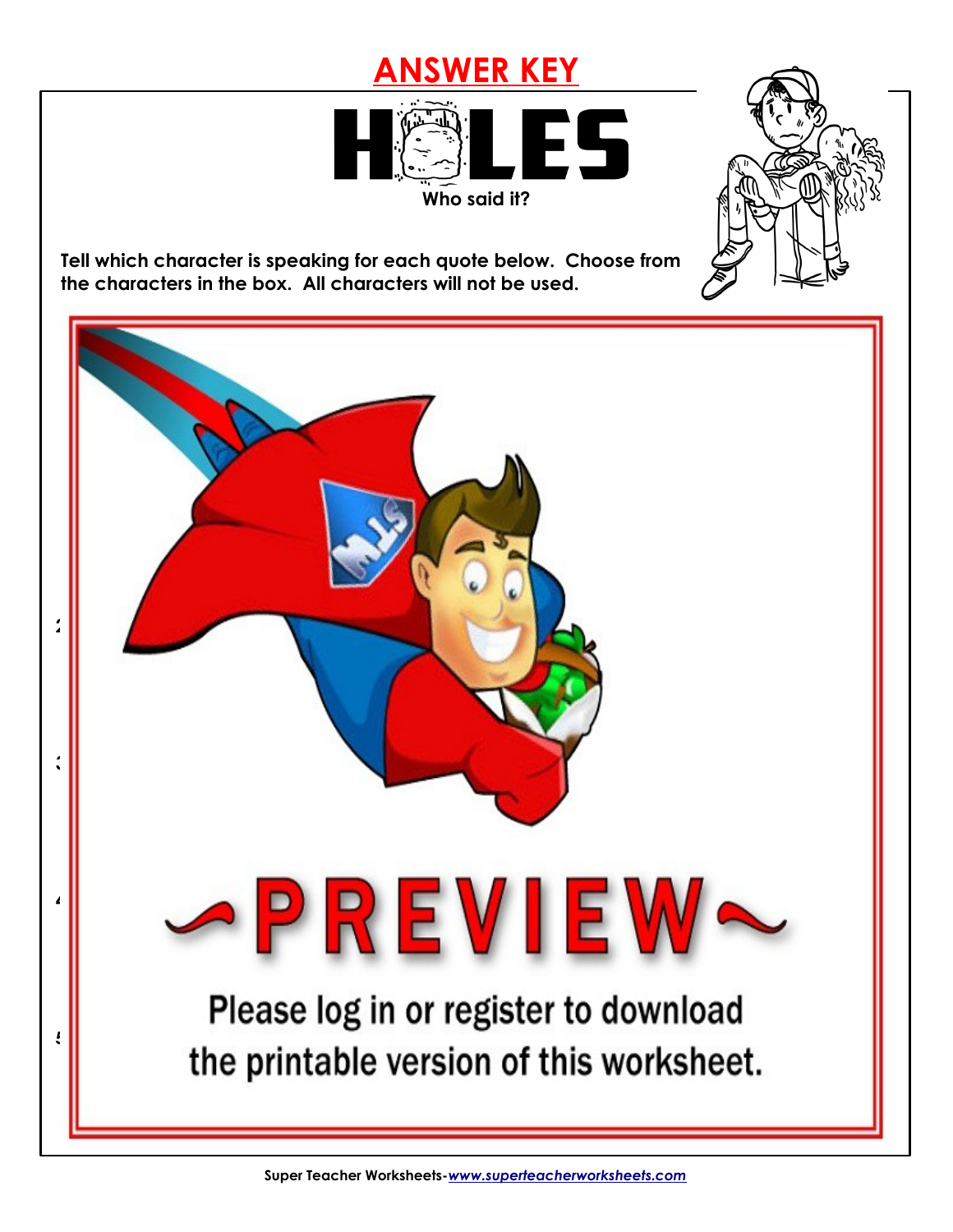# ANSWER KEY

# HOLES

**Who said it?**

**Tell which character is speaking for each quote below. Choose from the characters in the box. All characters will not be used.**